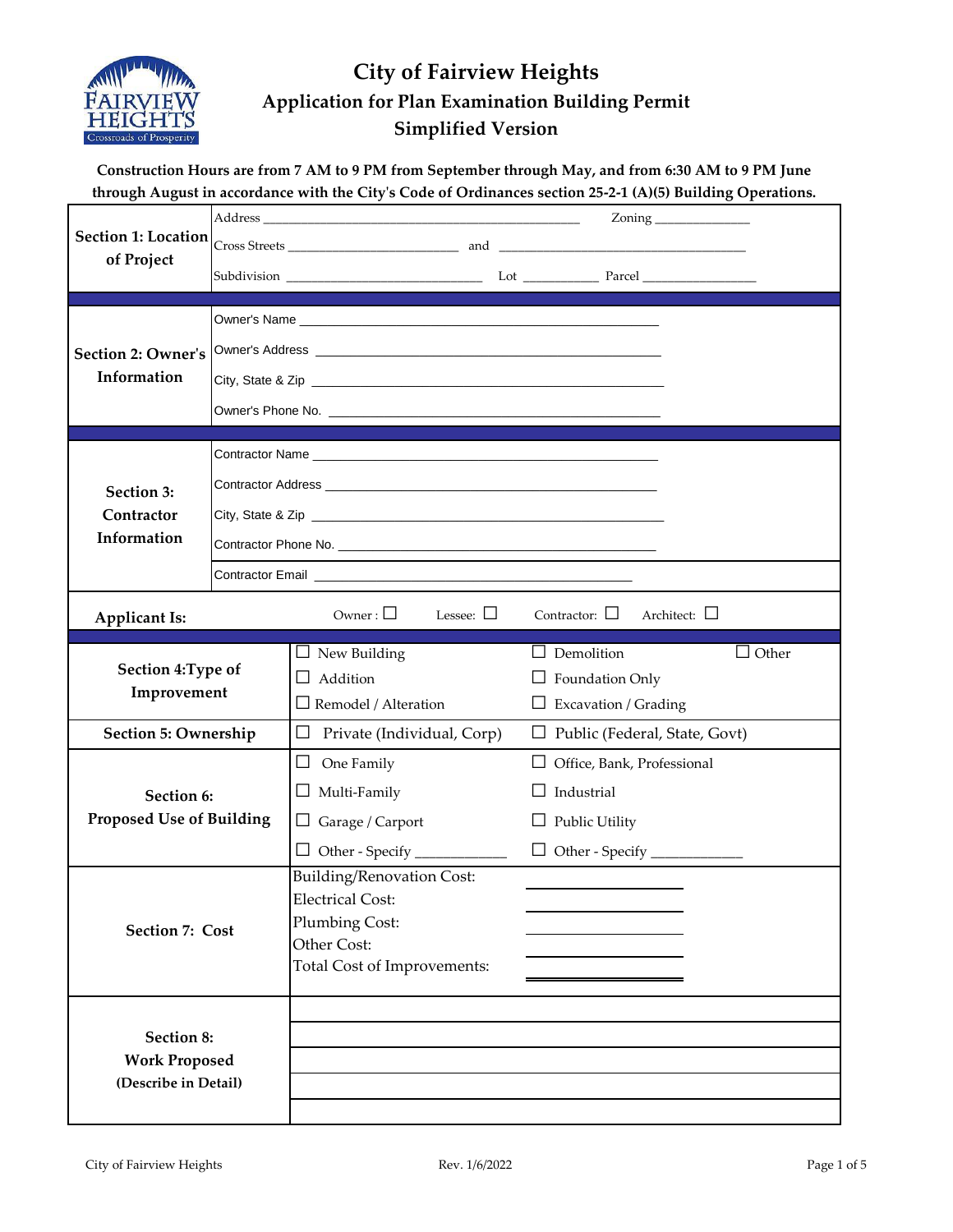# City of Fairview Heights

## Application for Plan Examination Building Permit

## Simplified Version

**Construction Hours are from 7 AM to 9 PM from September through May, and from 6:30 AM to 9 PM June through August in accordance with the City's Code of Ordinances section 25-2-1 (A)(5) Building Operations.**

| | |
|---|---|
| **Section 1: Location of Project** | Address ______________________ Zoning ______________<br>Cross Streets ______________________ and ______________________<br>Subdivision ______________________ Lot __________ Parcel ______________ |
| **Section 2: Owner's Information** | Owner's Name ______________________<br>Owner's Address ______________________<br>City, State & Zip ______________________<br>Owner's Phone No. ______________________ |
| **Section 3: Contractor Information** | Contractor Name ______________________<br>Contractor Address ______________________<br>City, State & Zip ______________________<br>Contractor Phone No. ______________________<br>Contractor Email ______________________ |
| **Applicant Is:** | Owner : ☐ Lessee: ☐ Contractor: ☐ Architect: ☐ |
| **Section 4:Type of Improvement** | ☐ New Building ☐ Demolition ☐ Other<br>☐ Addition ☐ Foundation Only<br>☐ Remodel / Alteration ☐ Excavation / Grading |
| **Section 5: Ownership** | ☐ Private (Individual, Corp) ☐ Public (Federal, State, Govt) |
| **Section 6: Proposed Use of Building** | ☐ One Family ☐ Office, Bank, Professional<br>☐ Multi-Family ☐ Industrial<br>☐ Garage / Carport ☐ Public Utility<br>☐ Other - Specify ____________ ☐ Other - Specify ____________ |
| **Section 7: Cost** | Building/Renovation Cost: ______________<br>Electrical Cost: ______________<br>Plumbing Cost: ______________<br>Other Cost: ______________<br>Total Cost of Improvements: ______________ |
| **Section 8: Work Proposed (Describe in Detail)** | ______________________<br>______________________<br>______________________<br>______________________<br>______________________ |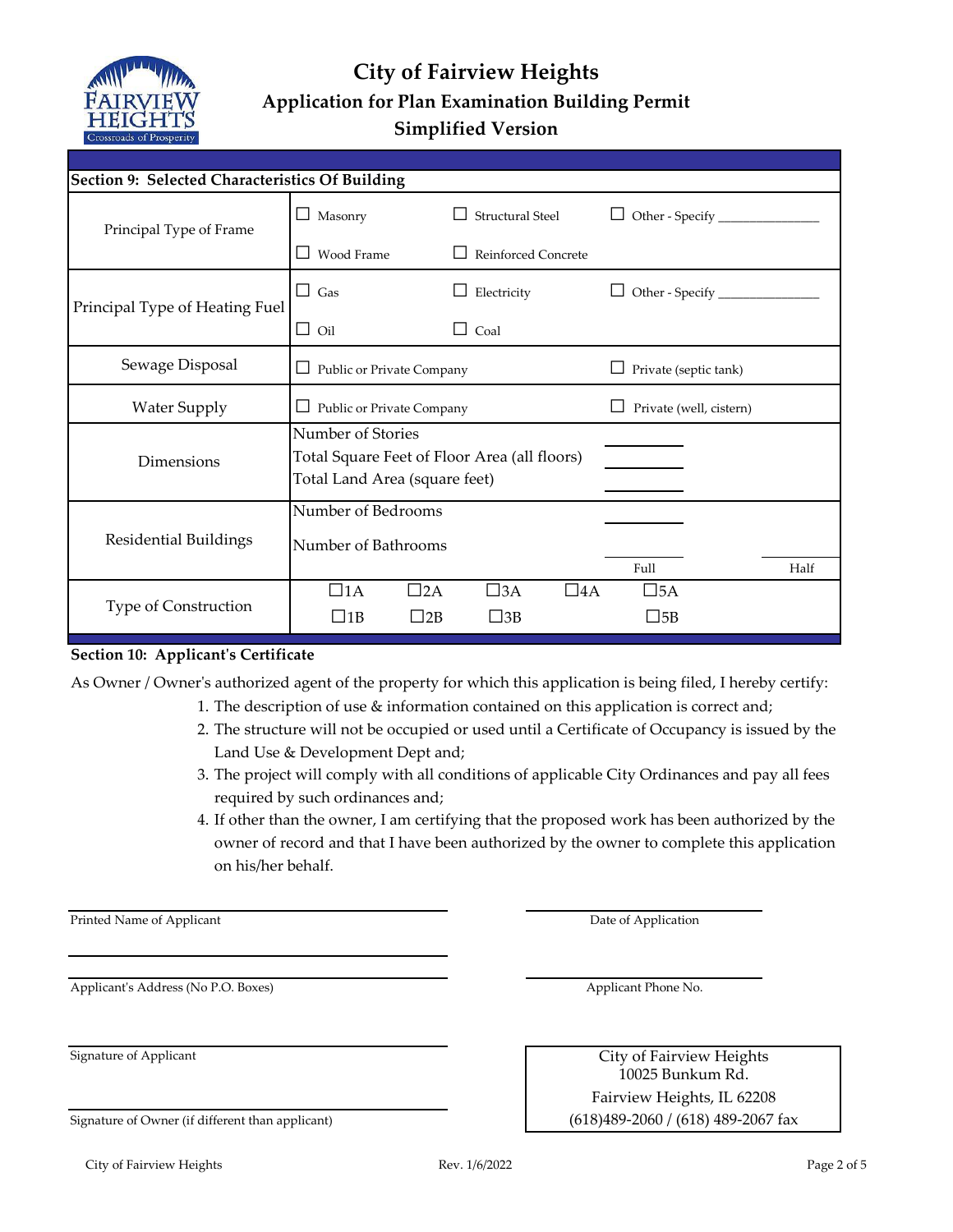# City of Fairview Heights

## Application for Plan Examination Building Permit

## Simplified Version

| Section 9: Selected Characteristics Of Building | | | |
|---|---|---|---|
| Principal Type of Frame | ☐ Masonry | ☐ Structural Steel | ☐ Other - Specify ______________ |
| | ☐ Wood Frame | ☐ Reinforced Concrete | |
| Principal Type of Heating Fuel | ☐ Gas | ☐ Electricity | ☐ Other - Specify ______________ |
| | ☐ Oil | ☐ Coal | |
| Sewage Disposal | ☐ Public or Private Company | | ☐ Private (septic tank) |
| Water Supply | ☐ Public or Private Company | | ☐ Private (well, cistern) |
| Dimensions | Number of Stories | | ________ |
| | Total Square Feet of Floor Area (all floors) | | ________ |
| | Total Land Area (square feet) | | ________ |
| Residential Buildings | Number of Bedrooms | | ________ |
| | Number of Bathrooms | | ________ Full / ________ Half |
| Type of Construction | ☐1A ☐2A ☐3A ☐4A ☐5A | | |
| | ☐1B ☐2B ☐3B ☐5B | | |

**Section 10: Applicant's Certificate**

As Owner / Owner's authorized agent of the property for which this application is being filed, I hereby certify:

1. The description of use & information contained on this application is correct and;
2. The structure will not be occupied or used until a Certificate of Occupancy is issued by the Land Use & Development Dept and;
3. The project will comply with all conditions of applicable City Ordinances and pay all fees required by such ordinances and;
4. If other than the owner, I am certifying that the proposed work has been authorized by the owner of record and that I have been authorized by the owner to complete this application on his/her behalf.

______________________________
Printed Name of Applicant

______________________________
Date of Application

______________________________

______________________________
Applicant's Address (No P.O. Boxes)

______________________________
Applicant Phone No.

______________________________
Signature of Applicant

______________________________
Signature of Owner (if different than applicant)

City of Fairview Heights
10025 Bunkum Rd.
Fairview Heights, IL 62208
(618)489-2060 / (618) 489-2067 fax

City of Fairview Heights Rev. 1/6/2022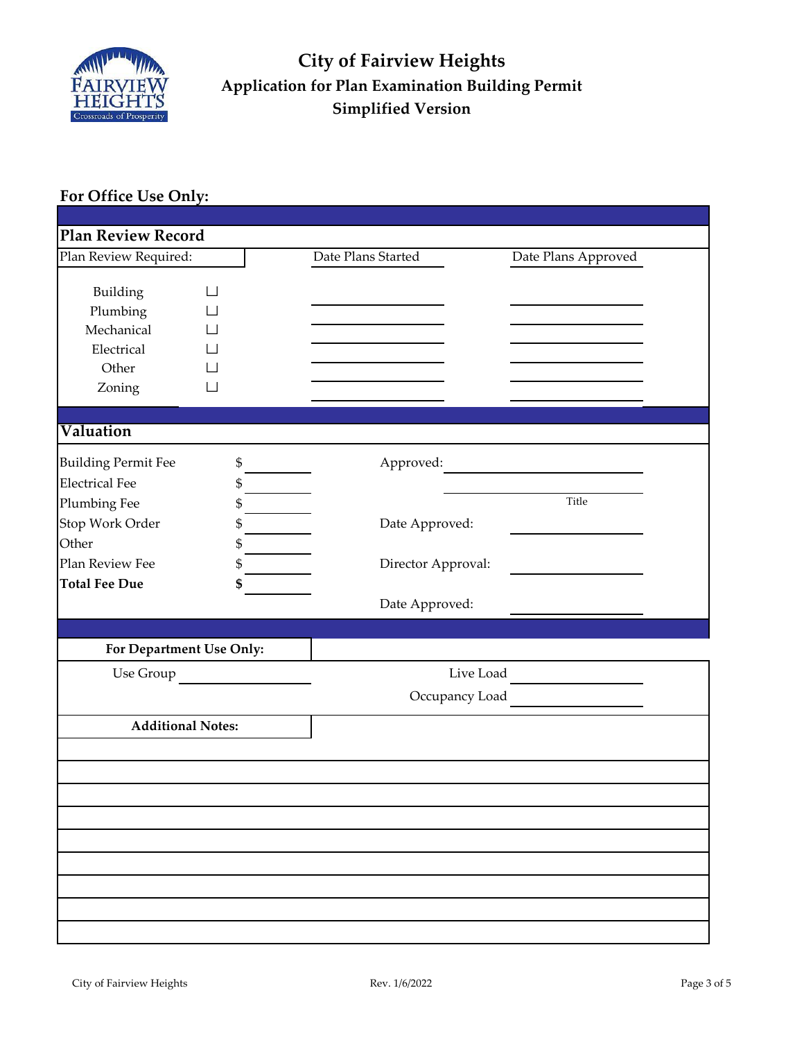# City of Fairview Heights
## Application for Plan Examination Building Permit
## Simplified Version

**For Office Use Only:**

### Plan Review Record

| Plan Review Required: | | Date Plans Started | Date Plans Approved |
|---|---|---|---|
| Building | ☐ | ______ | ______ |
| Plumbing | ☐ | ______ | ______ |
| Mechanical | ☐ | ______ | ______ |
| Electrical | ☐ | ______ | ______ |
| Other | ☐ | ______ | ______ |
| Zoning | ☐ | ______ | ______ |

### Valuation

| | | | |
|---|---|---|---|
| Building Permit Fee | $ ______ | Approved: | ______ |
| Electrical Fee | $ ______ | | ______ Title |
| Plumbing Fee | $ ______ | | |
| Stop Work Order | $ ______ | Date Approved: | ______ |
| Other | $ ______ | | |
| Plan Review Fee | $ ______ | Director Approval: | ______ |
| **Total Fee Due** | **$** ______ | | |
| | | Date Approved: | ______ |

**For Department Use Only:**

| | | | |
|---|---|---|---|
| Use Group | ______ | Live Load | ______ |
| | | Occupancy Load | ______ |

**Additional Notes:**

______

______

______

______

______

______

______

______

______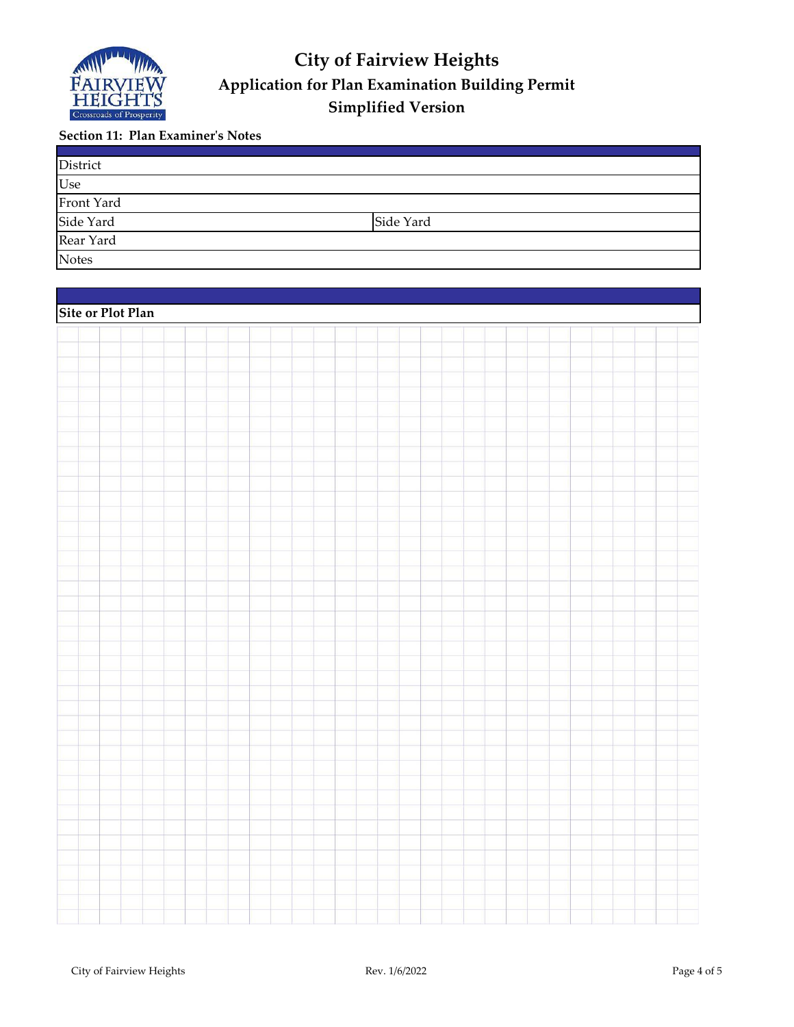# City of Fairview Heights
## Application for Plan Examination Building Permit
## Simplified Version

**Section 11: Plan Examiner's Notes**

| | |
|---|---|
| District | |
| Use | |
| Front Yard | |
| Side Yard | Side Yard |
| Rear Yard | |
| Notes | |

**Site or Plot Plan**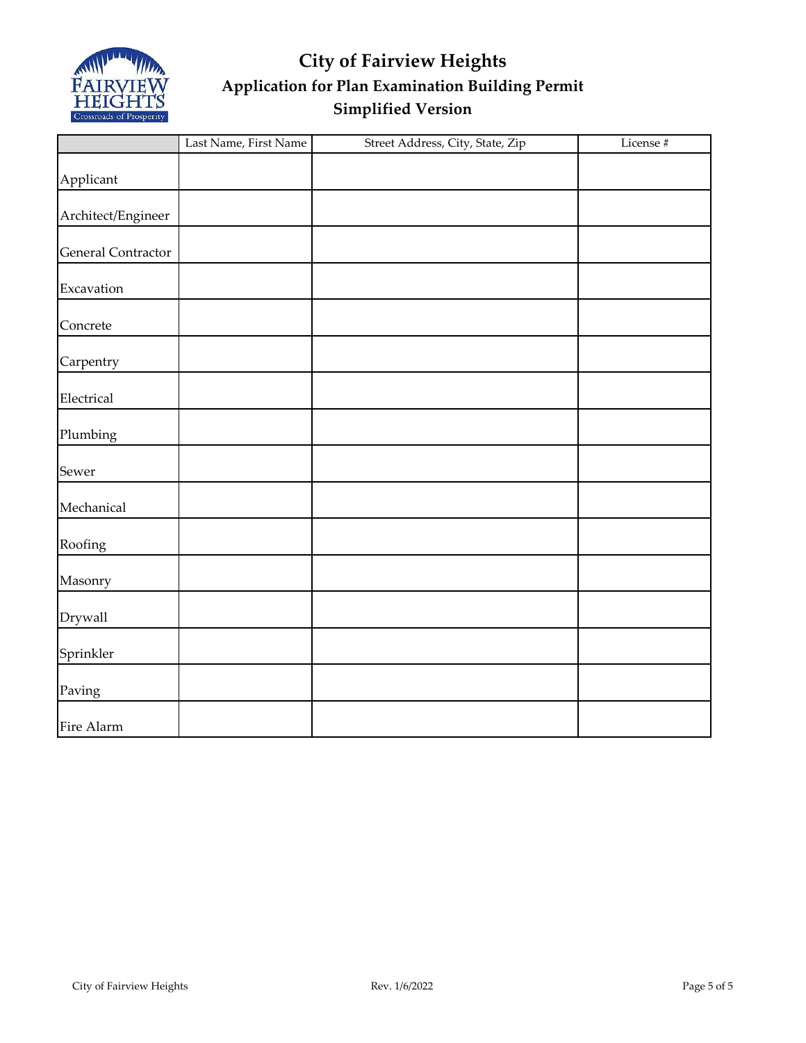# City of Fairview Heights

## Application for Plan Examination Building Permit

## Simplified Version

| | Last Name, First Name | Street Address, City, State, Zip | License # |
|---|---|---|---|
| Applicant | | | |
| Architect/Engineer | | | |
| General Contractor | | | |
| Excavation | | | |
| Concrete | | | |
| Carpentry | | | |
| Electrical | | | |
| Plumbing | | | |
| Sewer | | | |
| Mechanical | | | |
| Roofing | | | |
| Masonry | | | |
| Drywall | | | |
| Sprinkler | | | |
| Paving | | | |
| Fire Alarm | | | |